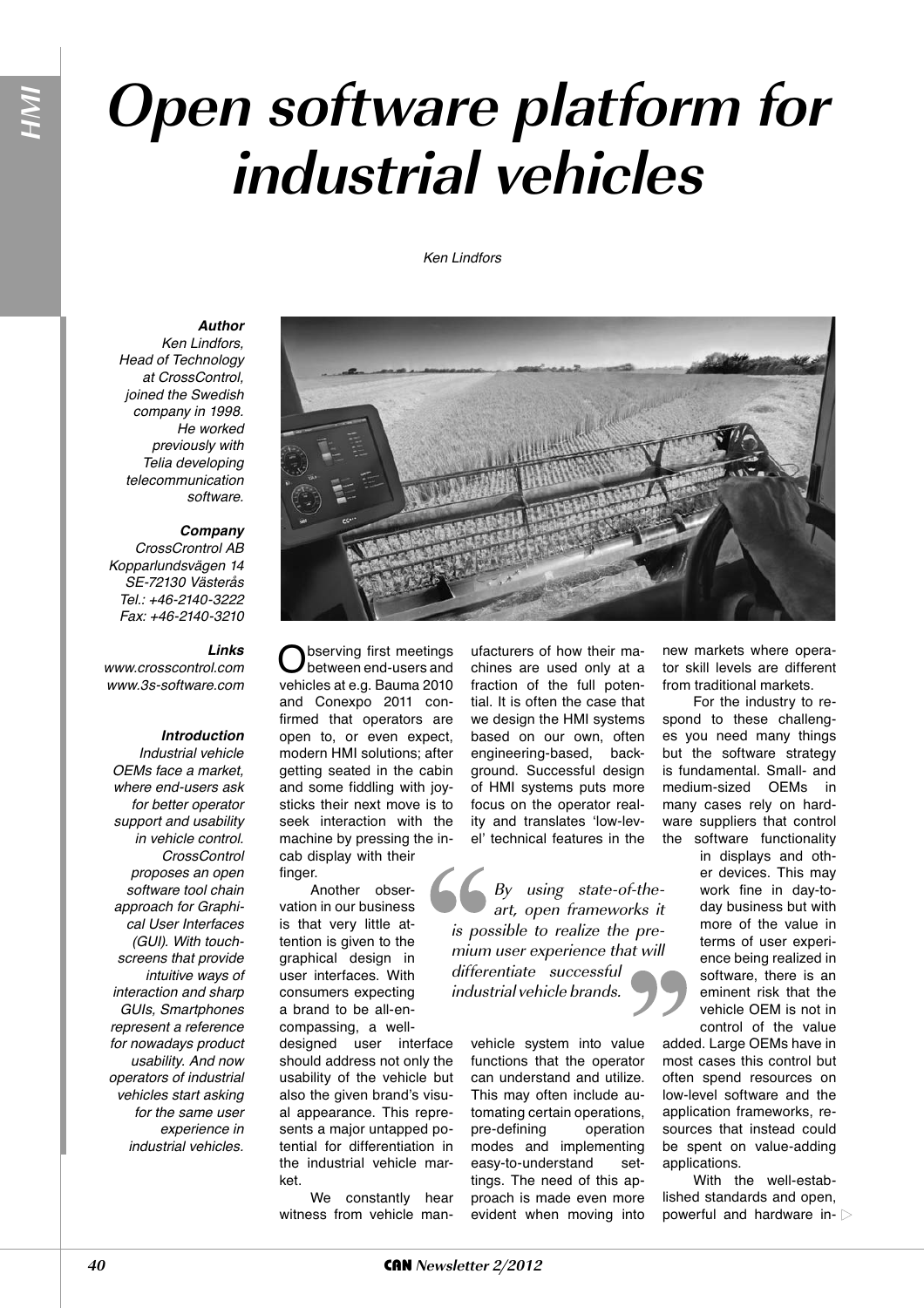# Open software platform for industrial vehicles

Ken Lindfors

***Author***

*Ken Lindfors, Head of Technology at CrossControl, joined the Swedish company in 1998. He worked previously with Telia developing telecommunication software.*

***Company***

*CrossCrontrol AB*
*Kopparlundsvägen 14*
*SE-72130 Västerås*
*Tel.: +46-2140-3222*
*Fax: +46-2140-3210*

***Links***

*www.crosscontrol.com*
*www.3s-software.com*

***Introduction***

*Industrial vehicle OEMs face a market, where end-users ask for better operator support and usability in vehicle control. CrossControl proposes an open software tool chain approach for Graphical User Interfaces (GUI). With touchscreens that provide intuitive ways of interaction and sharp GUIs, Smartphones represent a reference for nowadays product usability. And now operators of industrial vehicles start asking for the same user experience in industrial vehicles.*

Observing first meetings between end-users and vehicles at e.g. Bauma 2010 and Conexpo 2011 confirmed that operators are open to, or even expect, modern HMI solutions; after getting seated in the cabin and some fiddling with joysticks their next move is to seek interaction with the machine by pressing the in-cab display with their finger.

Another observation in our business is that very little attention is given to the graphical design in user interfaces. With consumers expecting a brand to be all-encompassing, a well-designed user interface should address not only the usability of the vehicle but also the given brand's visual appearance. This represents a major untapped potential for differentiation in the industrial vehicle market.

We constantly hear witness from vehicle manufacturers of how their machines are used only at a fraction of the full potential. It is often the case that we design the HMI systems based on our own, often engineering-based, background. Successful design of HMI systems puts more focus on the operator reality and translates 'low-level' technical features in the vehicle system into value functions that the operator can understand and utilize. This may often include automating certain operations, pre-defining operation modes and implementing easy-to-understand settings. The need of this approach is made even more evident when moving into new markets where operator skill levels are different from traditional markets.

> *By using state-of-the-art, open frameworks it is possible to realize the premium user experience that will differentiate successful industrial vehicle brands.*

For the industry to respond to these challenges you need many things but the software strategy is fundamental. Small- and medium-sized OEMs in many cases rely on hardware suppliers that control the software functionality in displays and other devices. This may work fine in day-to-day business but with more of the value in terms of user experience being realized in software, there is an eminent risk that the vehicle OEM is not in control of the value added. Large OEMs have in most cases this control but often spend resources on low-level software and the application frameworks, resources that instead could be spent on value-adding applications.

With the well-established standards and open, powerful and hardware in-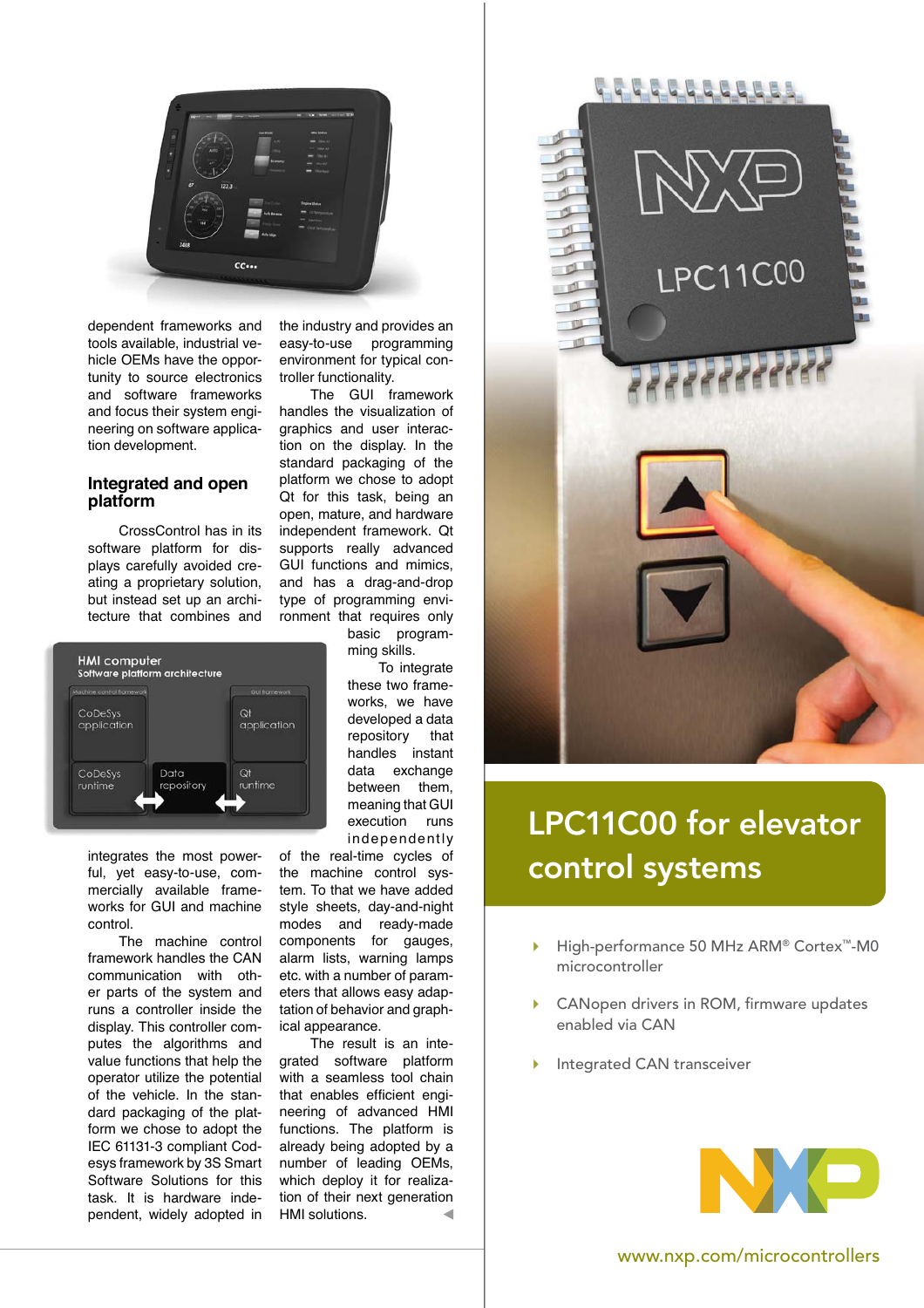dependent frameworks and tools available, industrial vehicle OEMs have the opportunity to source electronics and software frameworks and focus their system engineering on software application development.

## Integrated and open platform

CrossControl has in its software platform for displays carefully avoided creating a proprietary solution, but instead set up an architecture that combines and integrates the most powerful, yet easy-to-use, commercially available frameworks for GUI and machine control.

The machine control framework handles the CAN communication with other parts of the system and runs a controller inside the display. This controller computes the algorithms and value functions that help the operator utilize the potential of the vehicle. In the standard packaging of the platform we chose to adopt the IEC 61131-3 compliant Codesys framework by 3S Smart Software Solutions for this task. It is hardware independent, widely adopted in the industry and provides an easy-to-use programming environment for typical controller functionality.

The GUI framework handles the visualization of graphics and user interaction on the display. In the standard packaging of the platform we chose to adopt Qt for this task, being an open, mature, and hardware independent framework. Qt supports really advanced GUI functions and mimics, and has a drag-and-drop type of programming environment that requires only basic programming skills.

HMI computer
Software platform architecture

Machine control framework
CoDeSys application
CoDeSys runtime
Data repository
GUI framework
Qt application
Qt runtime

To integrate these two frameworks, we have developed a data repository that handles instant data exchange between them, meaning that GUI execution runs independently of the real-time cycles of the machine control system. To that we have added style sheets, day-and-night modes and ready-made components for gauges, alarm lists, warning lamps etc. with a number of parameters that allows easy adaptation of behavior and graphical appearance.

The result is an integrated software platform with a seamless tool chain that enables efficient engineering of advanced HMI functions. The platform is already being adopted by a number of leading OEMs, which deploy it for realization of their next generation HMI solutions.

# LPC11C00 for elevator control systems

- High-performance 50 MHz ARM® Cortex™-M0 microcontroller
- CANopen drivers in ROM, firmware updates enabled via CAN
- Integrated CAN transceiver

www.nxp.com/microcontrollers